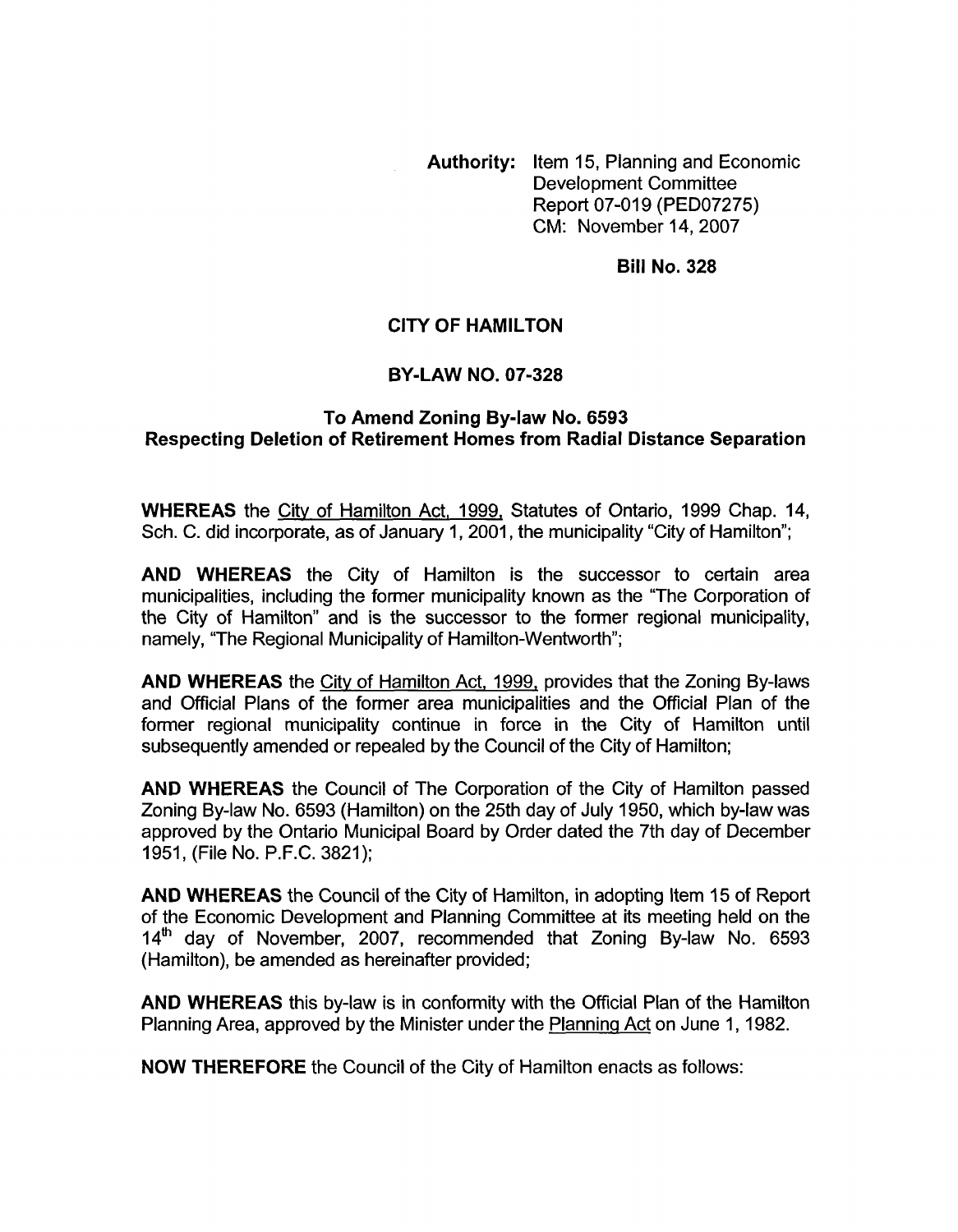**Authority:** Item 15, Planning and Economic Development Committee Report 07-019 (PED07275) CM: November 14, 2007

**Bill No. 328**

**CITY OF HAMILTON**

**BY-LAW NO. 07-328**

**To Amend Zoning By-law No. 6593 Respecting Deletion of Retirement Homes from Radial Distance Separation**

**WHEREAS** the City of Hamilton Act, 1999, Statutes of Ontario, 1999 Chap. 14, Sch. C. did incorporate, as of January 1, 2001, the municipality "City of Hamilton";

**AND WHEREAS** the City of Hamilton is the successor to certain area municipalities, including the former municipality known as the "The Corporation of the City of Hamilton" and is the successor to the former regional municipality, namely, "The Regional Municipality of Hamilton-Wentworth";

**AND WHEREAS** the City of Hamilton Act, 1999, provides that the Zoning By-laws and Official Plans of the former area municipalities and the Official Plan of the former regional municipality continue in force in the City of Hamilton until subsequently amended or repealed by the Council of the City of Hamilton;

**AND WHEREAS** the Council of The Corporation of the City of Hamilton passed Zoning By-law No. 6593 (Hamilton) on the 25th day of July 1950, which by-law was approved by the Ontario Municipal Board by Order dated the 7th day of December 1951, (File No. P.F.C. 3821);

**AND WHEREAS** the Council of the City of Hamilton, in adopting Item 15 of Report of the Economic Development and Planning Committee at its meeting held on the 14th day of November, 2007, recommended that Zoning By-law No. 6593 (Hamilton), be amended as hereinafter provided;

**AND WHEREAS** this by-law is in conformity with the Official Plan of the Hamilton Planning Area, approved by the Minister under the Planning Act on June 1, 1982.

**NOW THEREFORE** the Council of the City of Hamilton enacts as follows: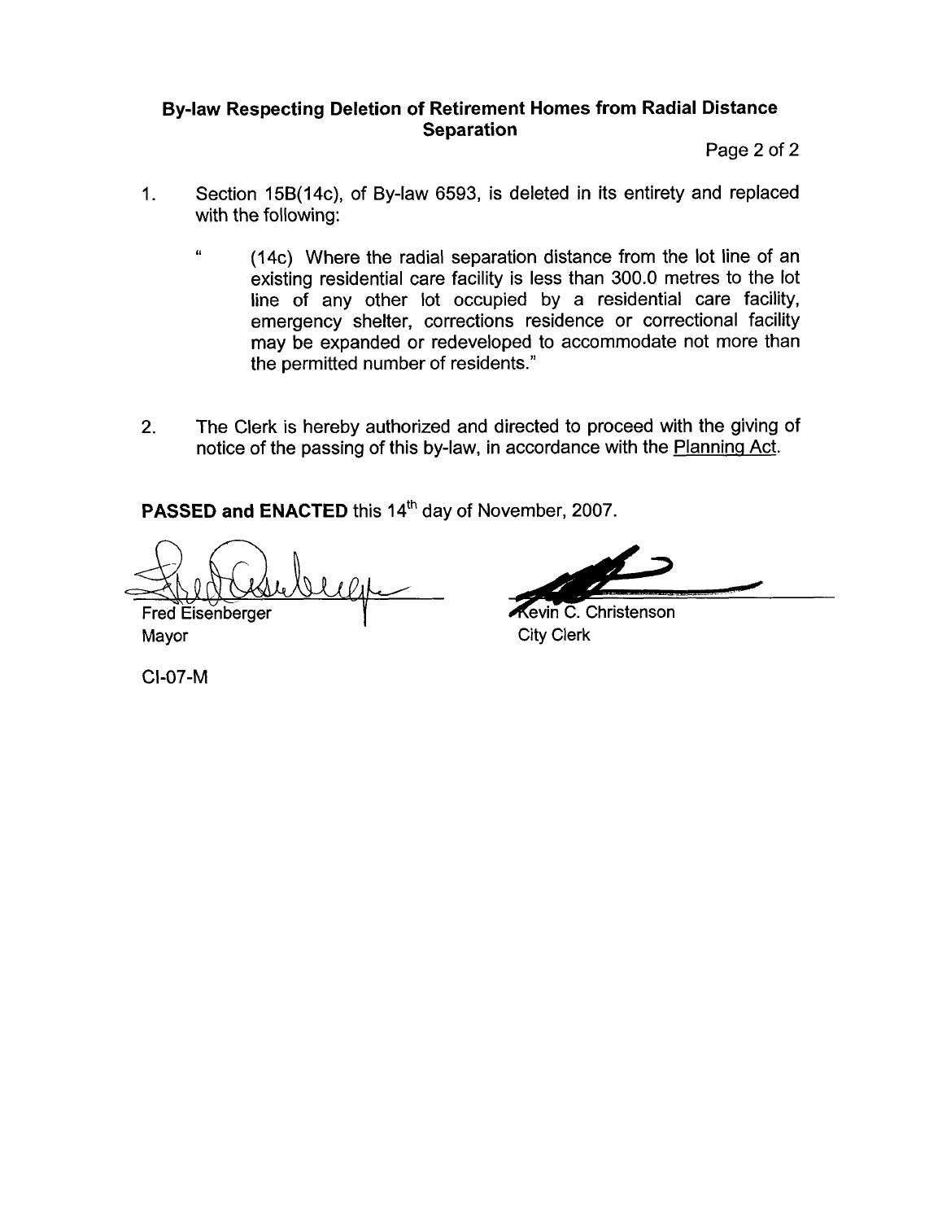**By-law Respecting Deletion of Retirement Homes from Radial Distance Separation**

1. Section 15B(14c), of By-law 6593, is deleted in its entirety and replaced with the following:

   " (14c) Where the radial separation distance from the lot line of an existing residential care facility is less than 300.0 metres to the lot line of any other lot occupied by a residential care facility, emergency shelter, corrections residence or correctional facility may be expanded or redeveloped to accommodate not more than the permitted number of residents."

2. The Clerk is hereby authorized and directed to proceed with the giving of notice of the passing of this by-law, in accordance with the Planning Act.

**PASSED and ENACTED** this 14th day of November, 2007.

Fred Eisenberger
Mayor

Kevin C. Christenson
City Clerk

CI-07-M